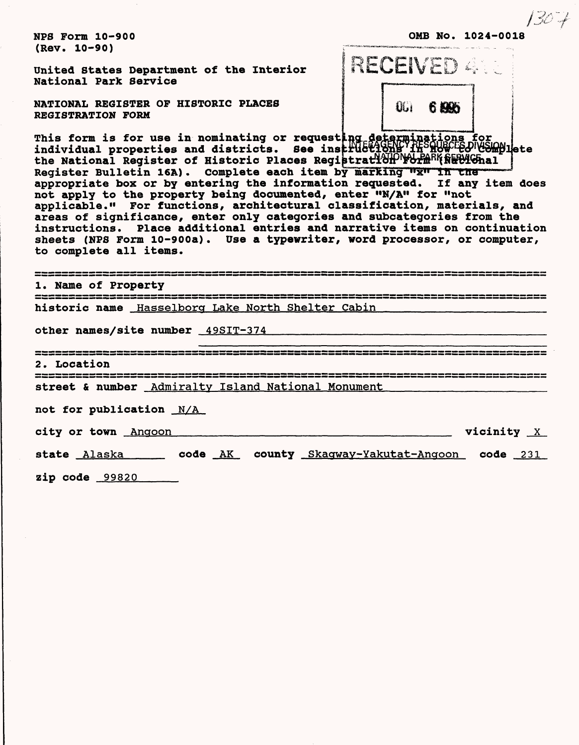1304

NPS Form 10-900 (Rev. 10-90)

OMB No. 1024-0018

United States Department of the Interior
National Park Service

RECEIVED 413

OCT 6 1995

INTERAGENCY RESOURCES DIVISION
NATIONAL PARK SERVICE

NATIONAL REGISTER OF HISTORIC PLACES
REGISTRATION FORM

This form is for use in nominating or requesting determinations for individual properties and districts. See instructions in How to Complete the National Register of Historic Places Registration Form (National Register Bulletin 16A). Complete each item by marking "x" in the appropriate box or by entering the information requested. If any item does not apply to the property being documented, enter "N/A" for "not applicable." For functions, architectural classification, materials, and areas of significance, enter only categories and subcategories from the instructions. Place additional entries and narrative items on continuation sheets (NPS Form 10-900a). Use a typewriter, word processor, or computer, to complete all items.

## 1. Name of Property

historic name Hasselborg Lake North Shelter Cabin

other names/site number 49SIT-374

## 2. Location

street & number Admiralty Island National Monument

not for publication N/A

city or town Angoon vicinity X

state Alaska code AK county Skagway-Yakutat-Angoon code 231

zip code 99820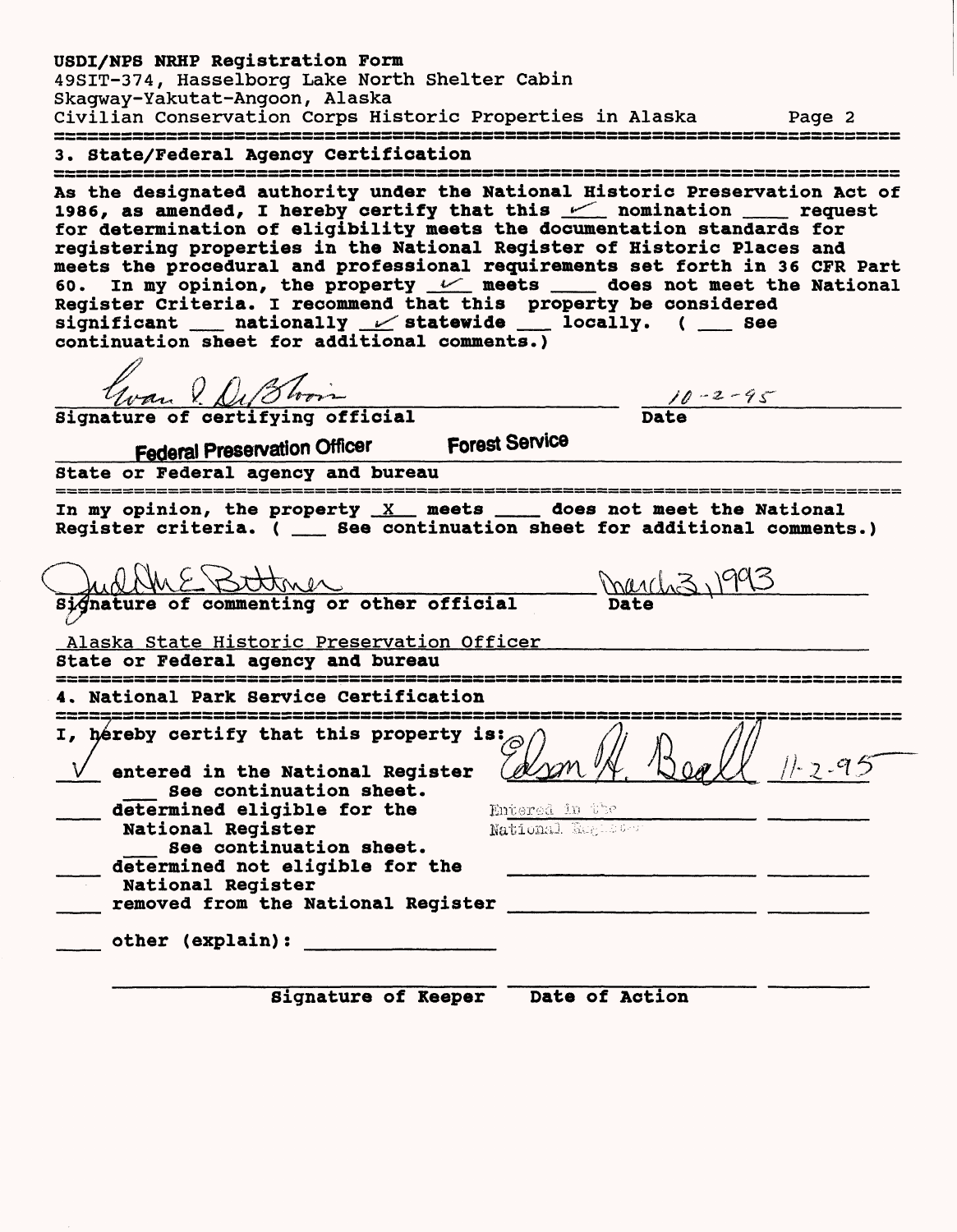## 3. State/Federal Agency Certification

As the designated authority under the National Historic Preservation Act of 1986, as amended, I hereby certify that this ✓ nomination ____ request for determination of eligibility meets the documentation standards for registering properties in the National Register of Historic Places and meets the procedural and professional requirements set forth in 36 CFR Part 60. In my opinion, the property ✓ meets ____ does not meet the National Register Criteria. I recommend that this property be considered significant ___ nationally ✓ statewide ___ locally. ( ___ See continuation sheet for additional comments.)

Evan I. DeBloois — 10-2-95

Signature of certifying official — Date

Federal Preservation Officer — Forest Service

State or Federal agency and bureau

---

In my opinion, the property X meets ____ does not meet the National Register criteria. ( ___ See continuation sheet for additional comments.)

Judith E. Bittner — March 3, 1993

Signature of commenting or other official — Date

Alaska State Historic Preservation Officer

State or Federal agency and bureau

---

## 4. National Park Service Certification

I, hereby certify that this property is:

✓ entered in the National Register — Edson H. Beall — 11-2-95
___ See continuation sheet.

____ determined eligible for the National Register — Entered in the National Register
___ See continuation sheet.

____ determined not eligible for the National Register

____ removed from the National Register

____ other (explain): ________________

Signature of Keeper — Date of Action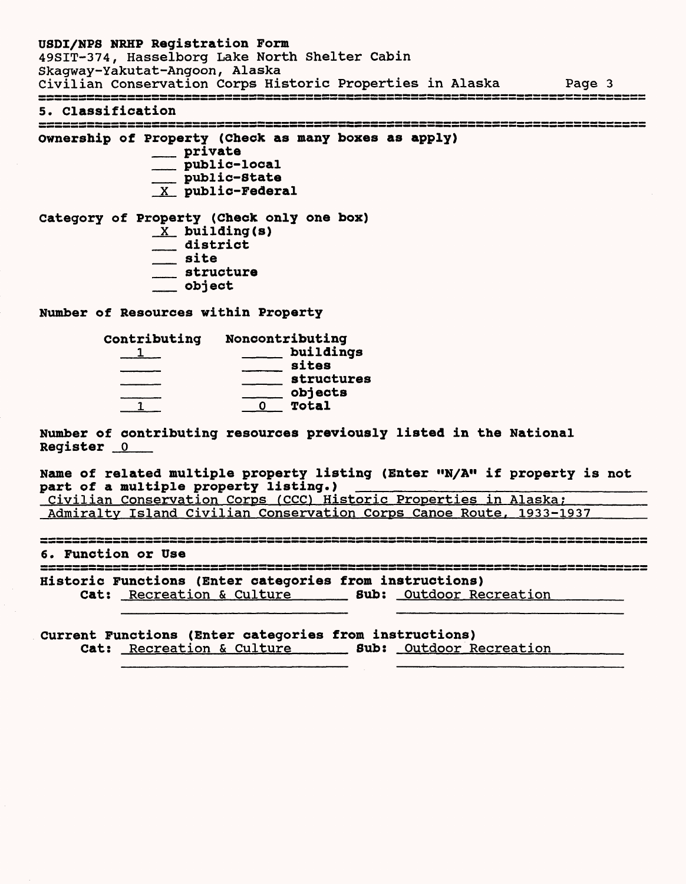## 5. Classification

**Ownership of Property (Check as many boxes as apply)**

- ___ private
- ___ public-local
- ___ public-State
- _X_ public-Federal

**Category of Property (Check only one box)**

- _X_ building(s)
- ___ district
- ___ site
- ___ structure
- ___ object

**Number of Resources within Property**

| Contributing | Noncontributing | |
|---|---|---|
| 1 | | buildings |
| | | sites |
| | | structures |
| | | objects |
| 1 | 0 | Total |

**Number of contributing resources previously listed in the National Register** 0

**Name of related multiple property listing (Enter "N/A" if property is not part of a multiple property listing.)**
Civilian Conservation Corps (CCC) Historic Properties in Alaska;
Admiralty Island Civilian Conservation Corps Canoe Route, 1933-1937

## 6. Function or Use

**Historic Functions (Enter categories from instructions)**
**Cat:** Recreation & Culture **Sub:** Outdoor Recreation

**Current Functions (Enter categories from instructions)**
**Cat:** Recreation & Culture **Sub:** Outdoor Recreation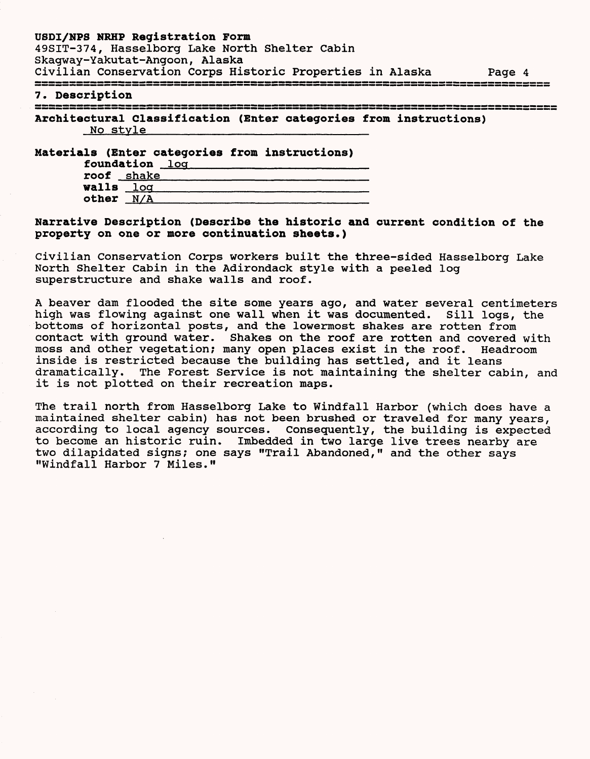## 7. Description

**Architectural Classification (Enter categories from instructions)**

No style

**Materials (Enter categories from instructions)**

**foundation** log

**roof** shake

**walls** log

**other** N/A

**Narrative Description (Describe the historic and current condition of the property on one or more continuation sheets.)**

Civilian Conservation Corps workers built the three-sided Hasselborg Lake North Shelter Cabin in the Adirondack style with a peeled log superstructure and shake walls and roof.

A beaver dam flooded the site some years ago, and water several centimeters high was flowing against one wall when it was documented. Sill logs, the bottoms of horizontal posts, and the lowermost shakes are rotten from contact with ground water. Shakes on the roof are rotten and covered with moss and other vegetation; many open places exist in the roof. Headroom inside is restricted because the building has settled, and it leans dramatically. The Forest Service is not maintaining the shelter cabin, and it is not plotted on their recreation maps.

The trail north from Hasselborg Lake to Windfall Harbor (which does have a maintained shelter cabin) has not been brushed or traveled for many years, according to local agency sources. Consequently, the building is expected to become an historic ruin. Imbedded in two large live trees nearby are two dilapidated signs; one says "Trail Abandoned," and the other says "Windfall Harbor 7 Miles."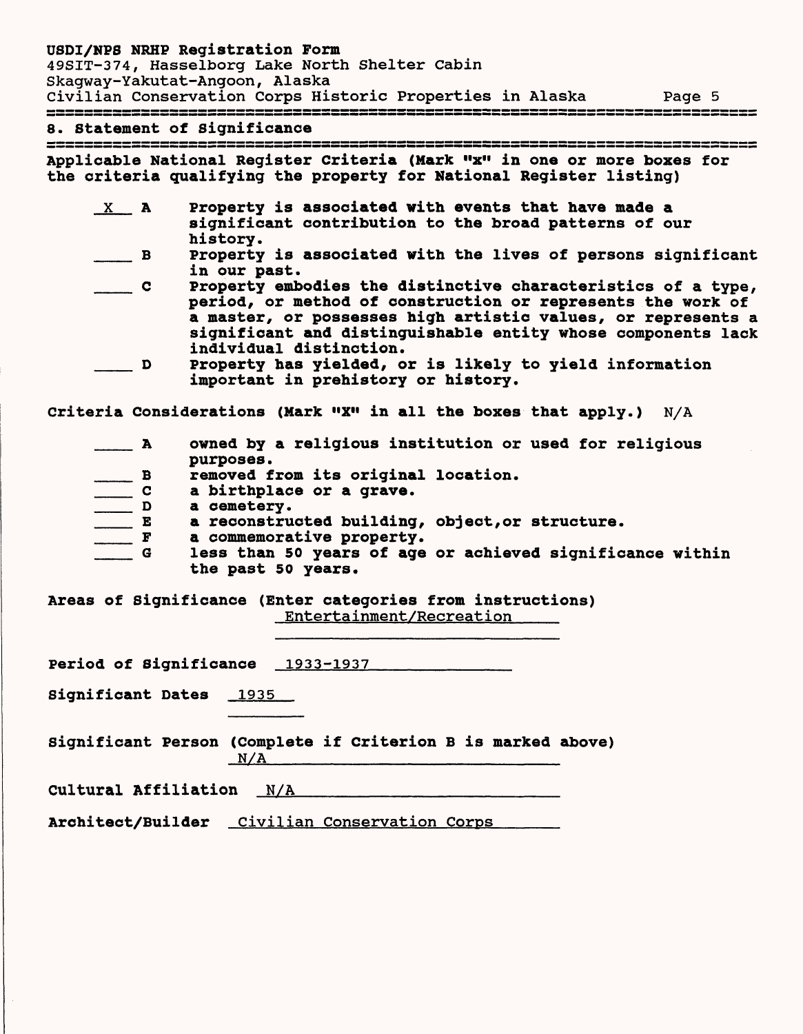## 8. Statement of Significance

**Applicable National Register Criteria (Mark "x" in one or more boxes for the criteria qualifying the property for National Register listing)**

- X **A** Property is associated with events that have made a significant contribution to the broad patterns of our history.
- ___ **B** Property is associated with the lives of persons significant in our past.
- ___ **C** Property embodies the distinctive characteristics of a type, period, or method of construction or represents the work of a master, or possesses high artistic values, or represents a significant and distinguishable entity whose components lack individual distinction.
- ___ **D** Property has yielded, or is likely to yield information important in prehistory or history.

**Criteria Considerations (Mark "X" in all the boxes that apply.)** N/A

- ___ **A** owned by a religious institution or used for religious purposes.
- ___ **B** removed from its original location.
- ___ **C** a birthplace or a grave.
- ___ **D** a cemetery.
- ___ **E** a reconstructed building, object, or structure.
- ___ **F** a commemorative property.
- ___ **G** less than 50 years of age or achieved significance within the past 50 years.

**Areas of Significance (Enter categories from instructions)** Entertainment/Recreation

**Period of Significance** 1933-1937

**Significant Dates** 1935

**Significant Person (Complete if Criterion B is marked above)** N/A

**Cultural Affiliation** N/A

**Architect/Builder** Civilian Conservation Corps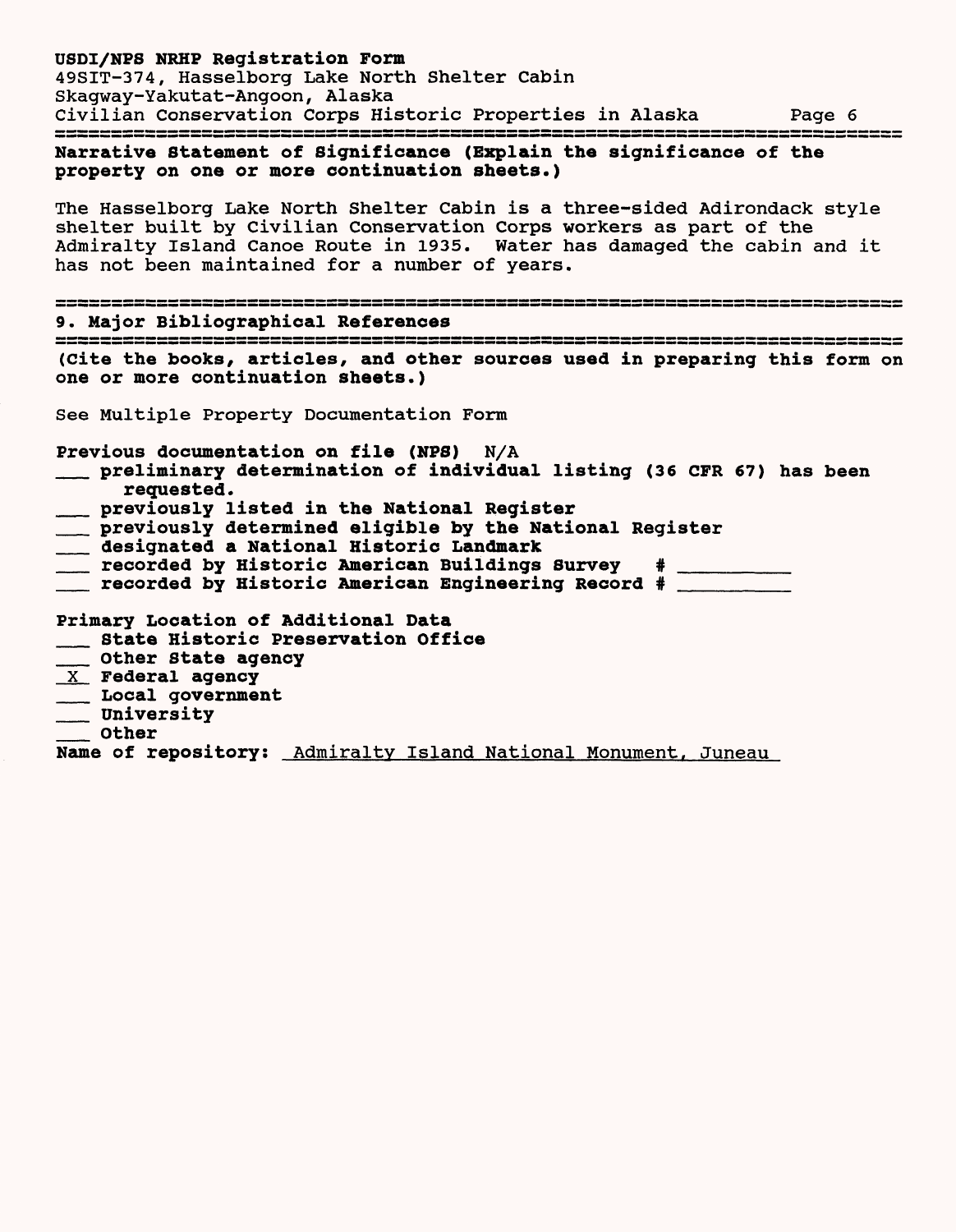**Narrative Statement of Significance (Explain the significance of the property on one or more continuation sheets.)**

The Hasselborg Lake North Shelter Cabin is a three-sided Adirondack style shelter built by Civilian Conservation Corps workers as part of the Admiralty Island Canoe Route in 1935. Water has damaged the cabin and it has not been maintained for a number of years.

## 9. Major Bibliographical References

**(Cite the books, articles, and other sources used in preparing this form on one or more continuation sheets.)**

See Multiple Property Documentation Form

**Previous documentation on file (NPS)** N/A

- ___ **preliminary determination of individual listing (36 CFR 67) has been requested.**
- ___ **previously listed in the National Register**
- ___ **previously determined eligible by the National Register**
- ___ **designated a National Historic Landmark**
- ___ **recorded by Historic American Buildings Survey # ________**
- ___ **recorded by Historic American Engineering Record # ________**

**Primary Location of Additional Data**

- ___ **State Historic Preservation Office**
- ___ **Other State agency**
- X **Federal agency**
- ___ **Local government**
- ___ **University**
- ___ **Other**

**Name of repository:** Admiralty Island National Monument, Juneau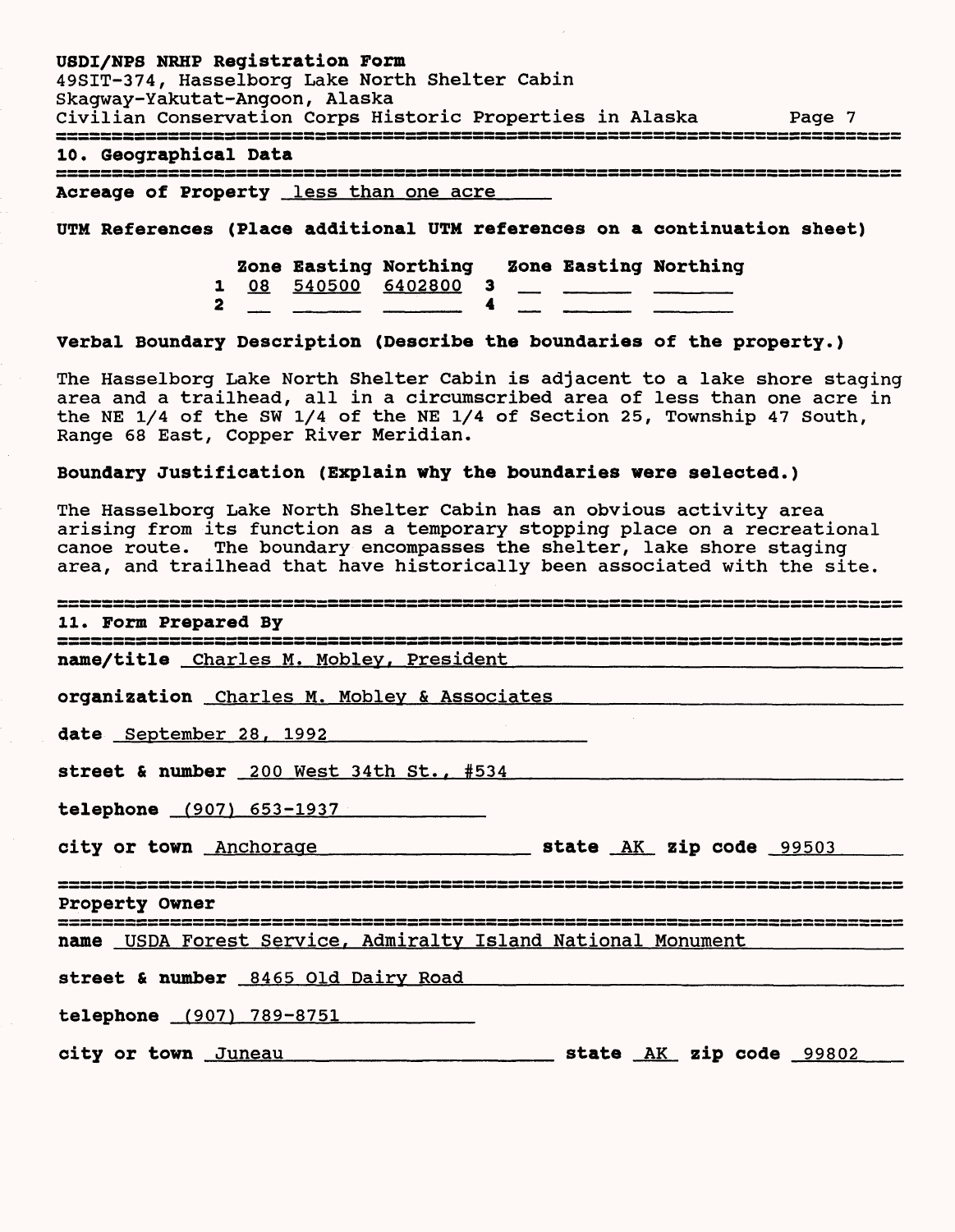## 10. Geographical Data

**Acreage of Property** less than one acre

**UTM References (Place additional UTM references on a continuation sheet)**

| | Zone | Easting | Northing | | Zone | Easting | Northing |
|---|---|---|---|---|---|---|---|
| 1 | 08 | 540500 | 6402800 | 3 | | | |
| 2 | | | | 4 | | | |

**Verbal Boundary Description (Describe the boundaries of the property.)**

The Hasselborg Lake North Shelter Cabin is adjacent to a lake shore staging area and a trailhead, all in a circumscribed area of less than one acre in the NE 1/4 of the SW 1/4 of the NE 1/4 of Section 25, Township 47 South, Range 68 East, Copper River Meridian.

**Boundary Justification (Explain why the boundaries were selected.)**

The Hasselborg Lake North Shelter Cabin has an obvious activity area arising from its function as a temporary stopping place on a recreational canoe route. The boundary encompasses the shelter, lake shore staging area, and trailhead that have historically been associated with the site.

## 11. Form Prepared By

**name/title** Charles M. Mobley, President

**organization** Charles M. Mobley & Associates

**date** September 28, 1992

**street & number** 200 West 34th St., #534

**telephone** (907) 653-1937

**city or town** Anchorage **state** AK **zip code** 99503

## Property Owner

**name** USDA Forest Service, Admiralty Island National Monument

**street & number** 8465 Old Dairy Road

**telephone** (907) 789-8751

**city or town** Juneau **state** AK **zip code** 99802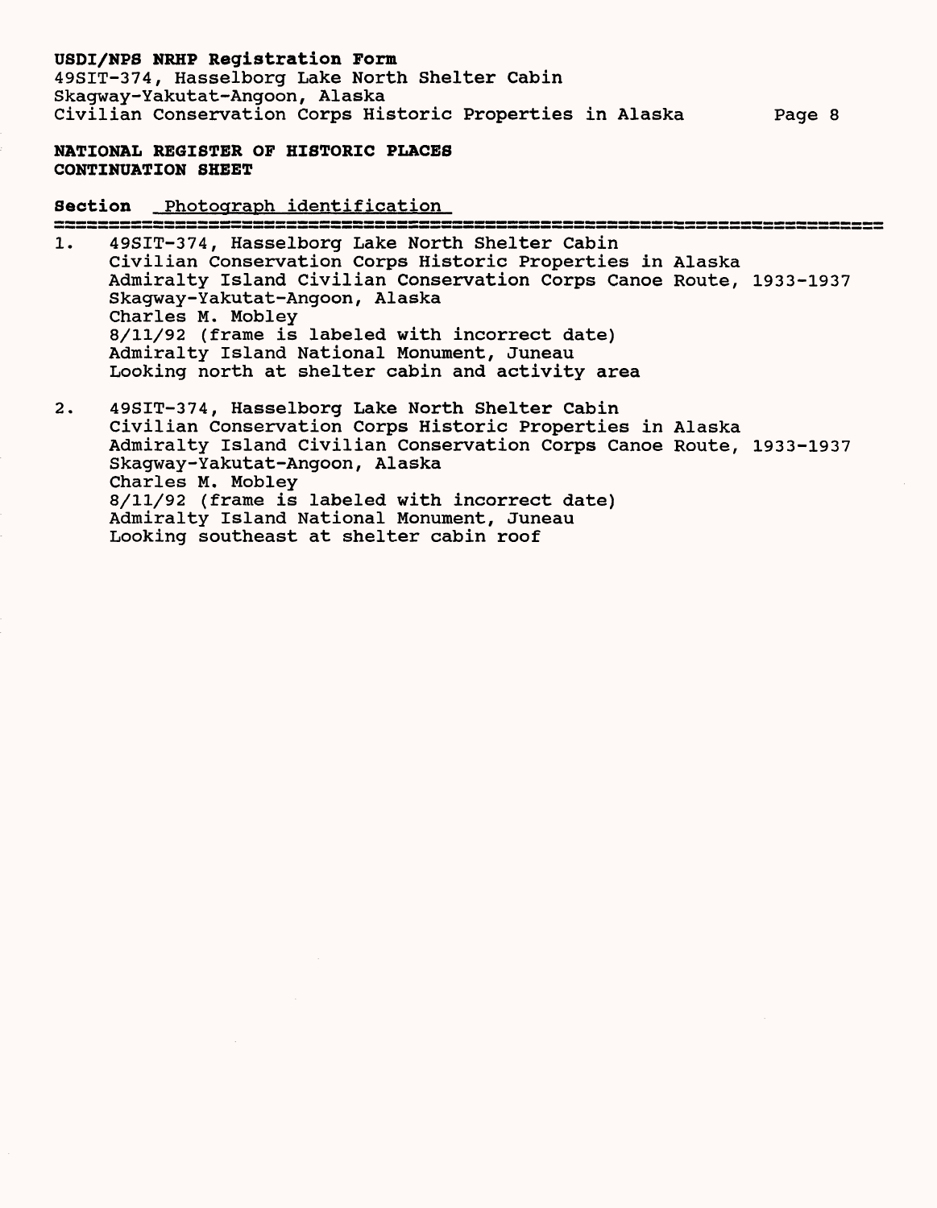**NATIONAL REGISTER OF HISTORIC PLACES CONTINUATION SHEET**

**Section** Photograph identification

1. 49SIT-374, Hasselborg Lake North Shelter Cabin
   Civilian Conservation Corps Historic Properties in Alaska
   Admiralty Island Civilian Conservation Corps Canoe Route, 1933-1937
   Skagway-Yakutat-Angoon, Alaska
   Charles M. Mobley
   8/11/92 (frame is labeled with incorrect date)
   Admiralty Island National Monument, Juneau
   Looking north at shelter cabin and activity area

2. 49SIT-374, Hasselborg Lake North Shelter Cabin
   Civilian Conservation Corps Historic Properties in Alaska
   Admiralty Island Civilian Conservation Corps Canoe Route, 1933-1937
   Skagway-Yakutat-Angoon, Alaska
   Charles M. Mobley
   8/11/92 (frame is labeled with incorrect date)
   Admiralty Island National Monument, Juneau
   Looking southeast at shelter cabin roof